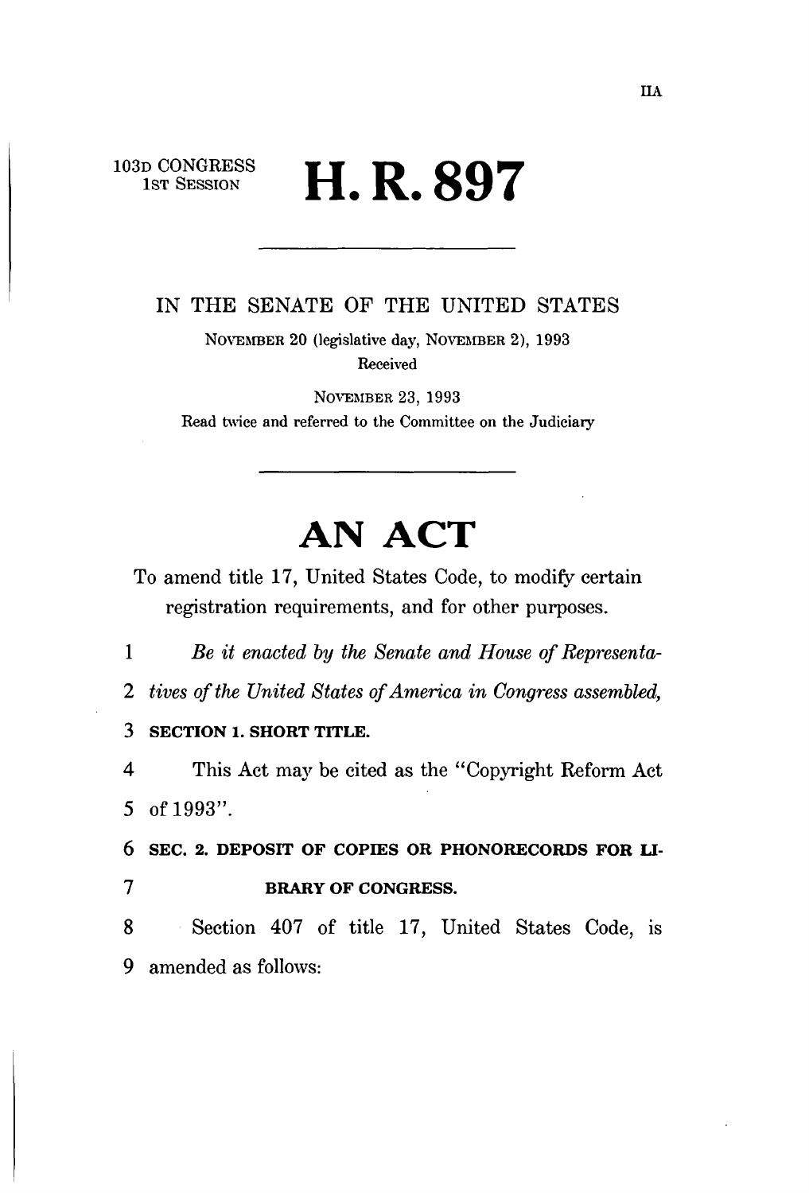IIA

103D CONGRESS
1ST SESSION

# H. R. 897

IN THE SENATE OF THE UNITED STATES

NOVEMBER 20 (legislative day, NOVEMBER 2), 1993

Received

NOVEMBER 23, 1993

Read twice and referred to the Committee on the Judiciary

# AN ACT

To amend title 17, United States Code, to modify certain registration requirements, and for other purposes.

1 *Be it enacted by the Senate and House of Representa-*
2 *tives of the United States of America in Congress assembled,*

3 **SECTION 1. SHORT TITLE.**

4 This Act may be cited as the "Copyright Reform Act
5 of 1993".

6 **SEC. 2. DEPOSIT OF COPIES OR PHONORECORDS FOR LI-**
7 **BRARY OF CONGRESS.**

8 Section 407 of title 17, United States Code, is
9 amended as follows: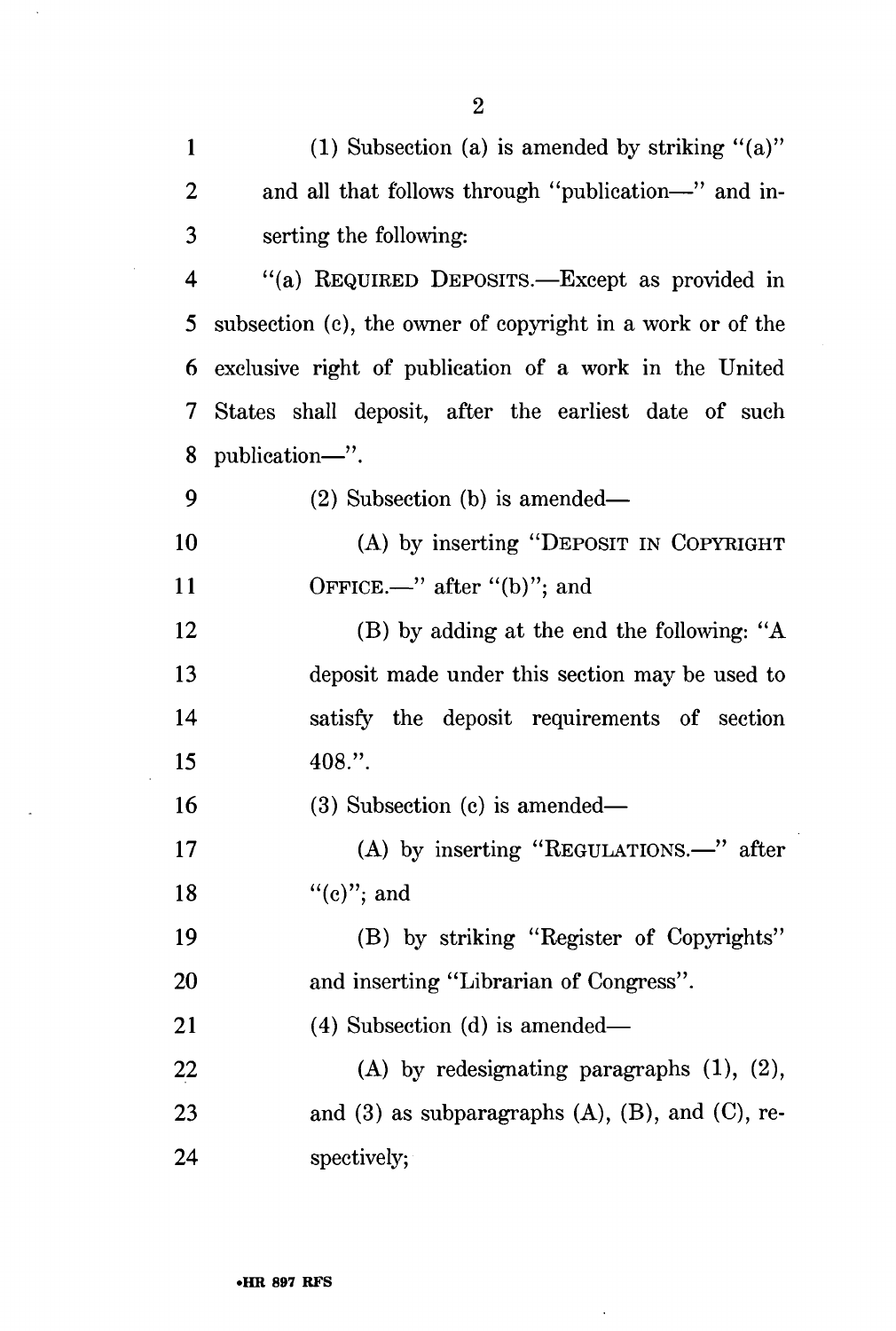(1) Subsection (a) is amended by striking "(a)" and all that follows through "publication—" and inserting the following:

"(a) REQUIRED DEPOSITS.—Except as provided in subsection (c), the owner of copyright in a work or of the exclusive right of publication of a work in the United States shall deposit, after the earliest date of such publication—".

(2) Subsection (b) is amended—

(A) by inserting "DEPOSIT IN COPYRIGHT OFFICE.—" after "(b)"; and

(B) by adding at the end the following: "A deposit made under this section may be used to satisfy the deposit requirements of section 408.".

(3) Subsection (c) is amended—

(A) by inserting "REGULATIONS.—" after "(c)"; and

(B) by striking "Register of Copyrights" and inserting "Librarian of Congress".

(4) Subsection (d) is amended—

(A) by redesignating paragraphs (1), (2), and (3) as subparagraphs (A), (B), and (C), respectively;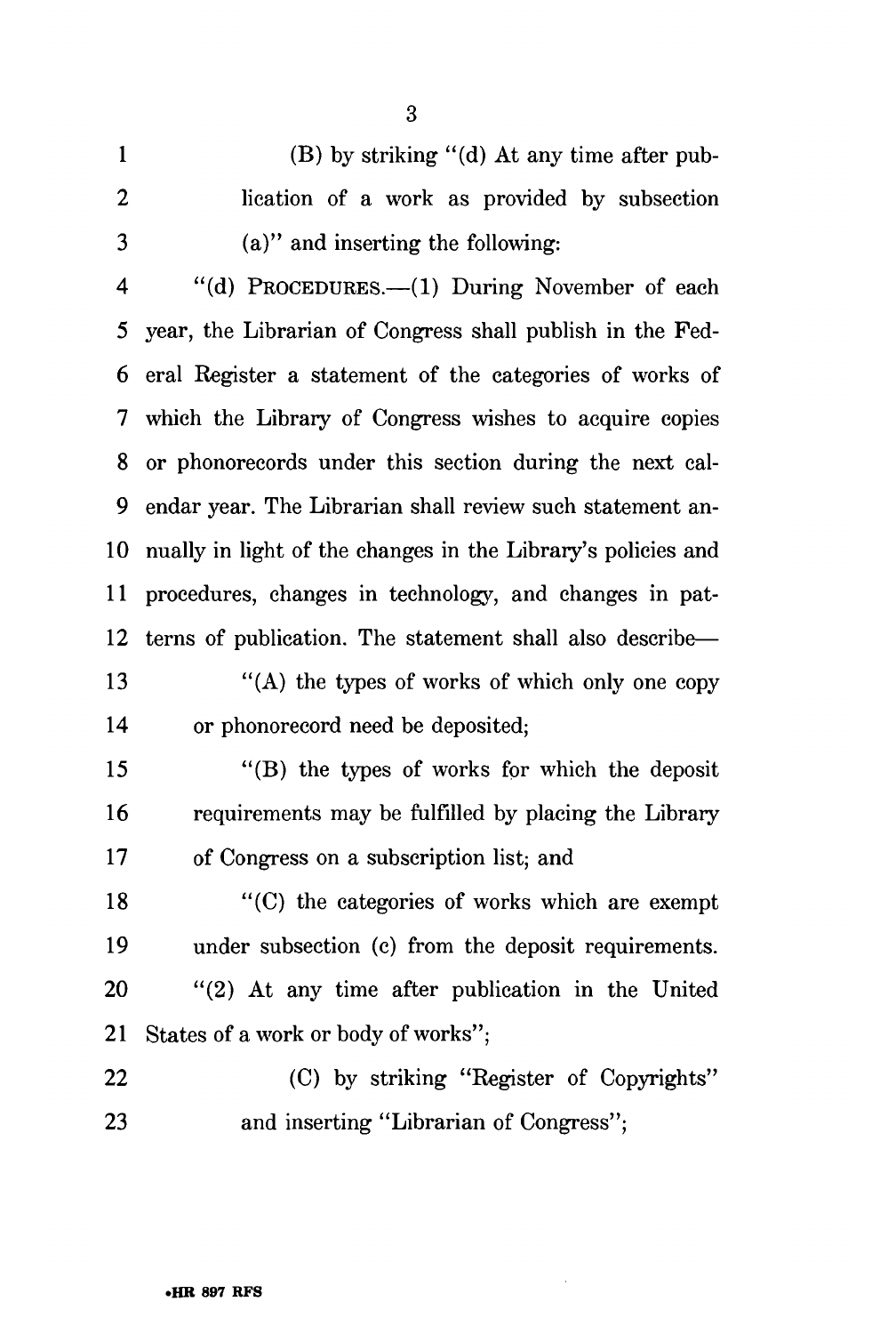(B) by striking "(d) At any time after publication of a work as provided by subsection (a)" and inserting the following:

"(d) PROCEDURES.—(1) During November of each year, the Librarian of Congress shall publish in the Federal Register a statement of the categories of works of which the Library of Congress wishes to acquire copies or phonorecords under this section during the next calendar year. The Librarian shall review such statement annually in light of the changes in the Library's policies and procedures, changes in technology, and changes in patterns of publication. The statement shall also describe—

"(A) the types of works of which only one copy or phonorecord need be deposited;

"(B) the types of works for which the deposit requirements may be fulfilled by placing the Library of Congress on a subscription list; and

"(C) the categories of works which are exempt under subsection (c) from the deposit requirements.

"(2) At any time after publication in the United States of a work or body of works";

(C) by striking "Register of Copyrights" and inserting "Librarian of Congress";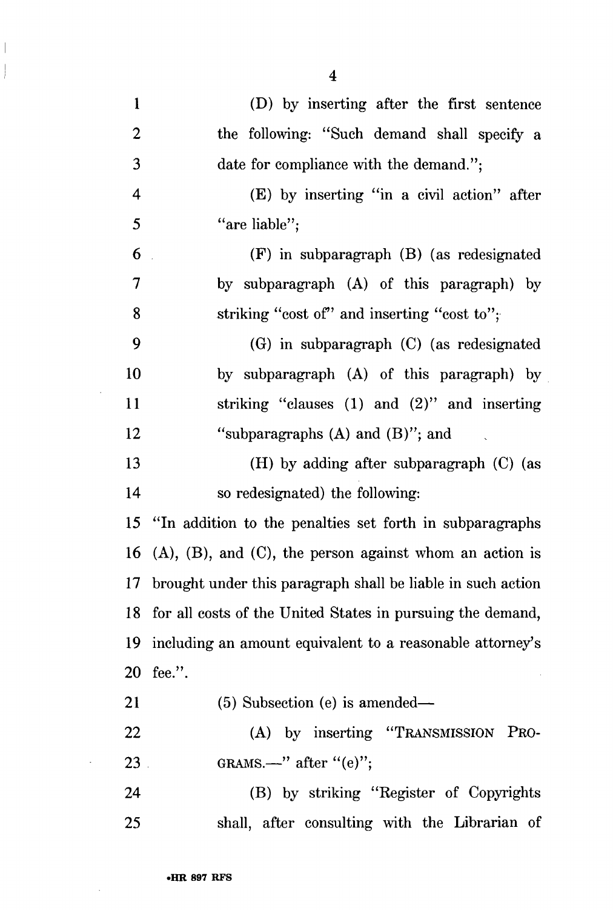(D) by inserting after the first sentence the following: "Such demand shall specify a date for compliance with the demand.";

(E) by inserting "in a civil action" after "are liable";

(F) in subparagraph (B) (as redesignated by subparagraph (A) of this paragraph) by striking "cost of" and inserting "cost to";

(G) in subparagraph (C) (as redesignated by subparagraph (A) of this paragraph) by striking "clauses (1) and (2)" and inserting "subparagraphs (A) and (B)"; and

(H) by adding after subparagraph (C) (as so redesignated) the following:

"In addition to the penalties set forth in subparagraphs (A), (B), and (C), the person against whom an action is brought under this paragraph shall be liable in such action for all costs of the United States in pursuing the demand, including an amount equivalent to a reasonable attorney's fee.".

(5) Subsection (e) is amended—

(A) by inserting "TRANSMISSION PROGRAMS.—" after "(e)";

(B) by striking "Register of Copyrights shall, after consulting with the Librarian of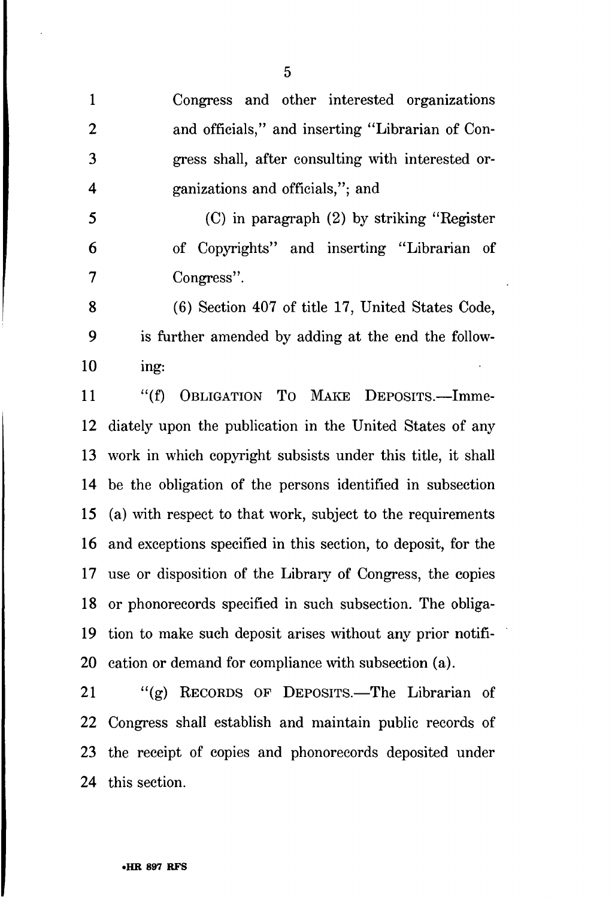Congress and other interested organizations and officials," and inserting "Librarian of Congress shall, after consulting with interested organizations and officials,"; and

(C) in paragraph (2) by striking "Register of Copyrights" and inserting "Librarian of Congress".

(6) Section 407 of title 17, United States Code, is further amended by adding at the end the following:

"(f) OBLIGATION TO MAKE DEPOSITS.—Immediately upon the publication in the United States of any work in which copyright subsists under this title, it shall be the obligation of the persons identified in subsection (a) with respect to that work, subject to the requirements and exceptions specified in this section, to deposit, for the use or disposition of the Library of Congress, the copies or phonorecords specified in such subsection. The obligation to make such deposit arises without any prior notification or demand for compliance with subsection (a).

"(g) RECORDS OF DEPOSITS.—The Librarian of Congress shall establish and maintain public records of the receipt of copies and phonorecords deposited under this section.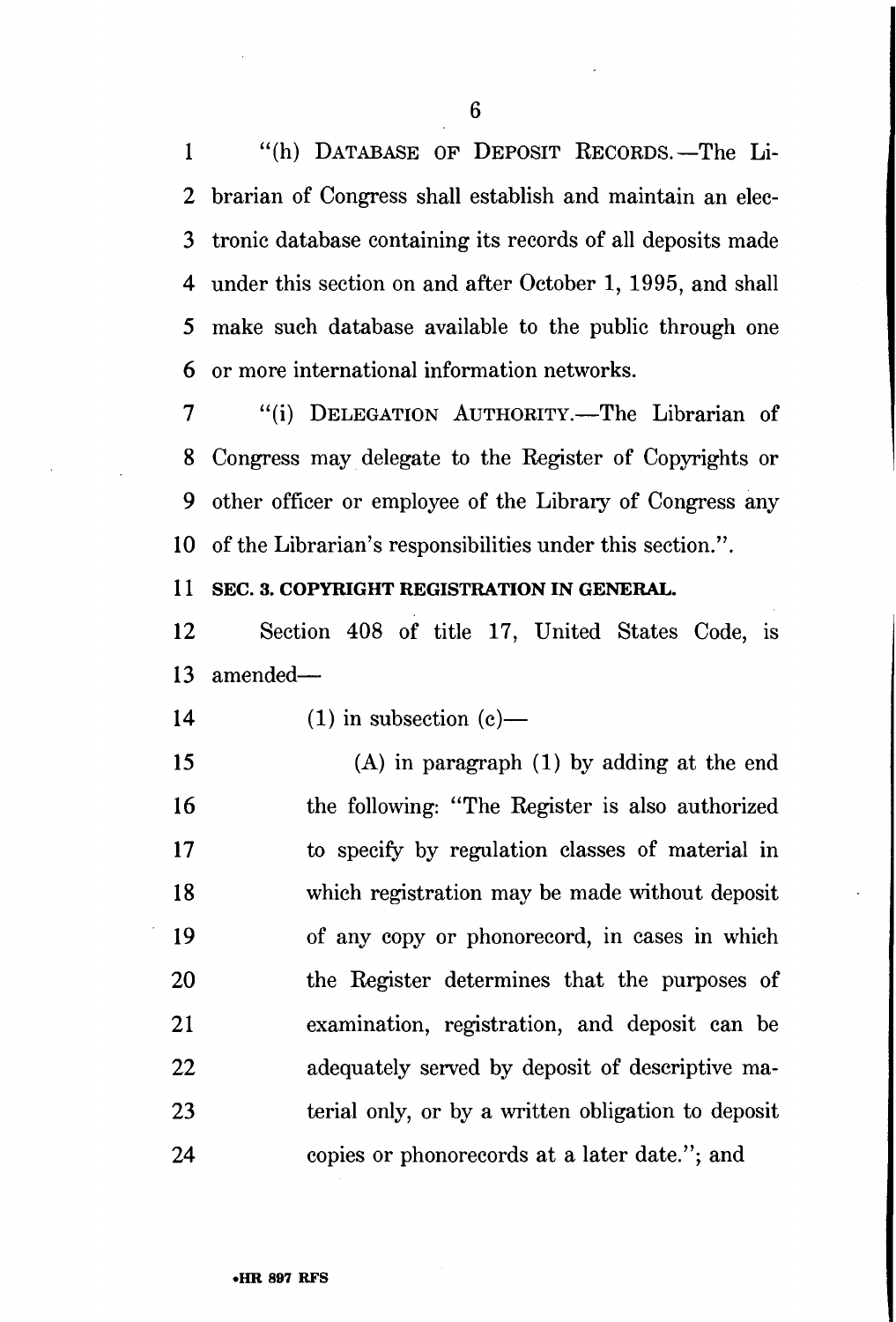"(h) DATABASE OF DEPOSIT RECORDS.—The Librarian of Congress shall establish and maintain an electronic database containing its records of all deposits made under this section on and after October 1, 1995, and shall make such database available to the public through one or more international information networks.

"(i) DELEGATION AUTHORITY.—The Librarian of Congress may delegate to the Register of Copyrights or other officer or employee of the Library of Congress any of the Librarian's responsibilities under this section.".

**SEC. 3. COPYRIGHT REGISTRATION IN GENERAL.**

Section 408 of title 17, United States Code, is amended—

(1) in subsection (c)—

(A) in paragraph (1) by adding at the end the following: "The Register is also authorized to specify by regulation classes of material in which registration may be made without deposit of any copy or phonorecord, in cases in which the Register determines that the purposes of examination, registration, and deposit can be adequately served by deposit of descriptive material only, or by a written obligation to deposit copies or phonorecords at a later date."; and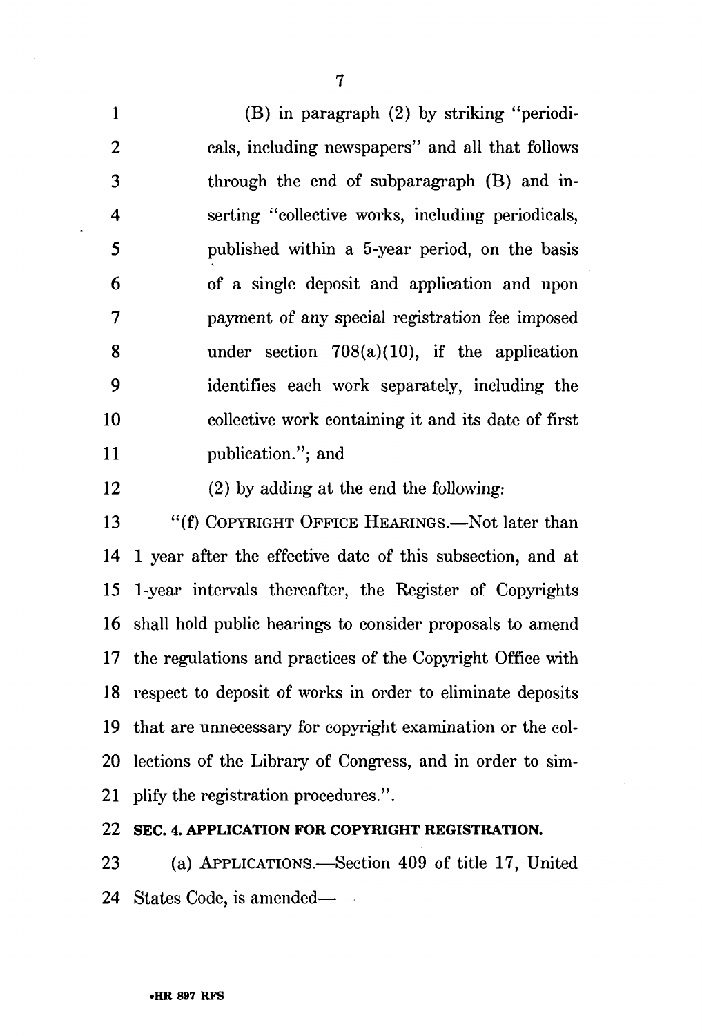(B) in paragraph (2) by striking "periodicals, including newspapers" and all that follows through the end of subparagraph (B) and inserting "collective works, including periodicals, published within a 5-year period, on the basis of a single deposit and application and upon payment of any special registration fee imposed under section 708(a)(10), if the application identifies each work separately, including the collective work containing it and its date of first publication."; and

(2) by adding at the end the following:

"(f) COPYRIGHT OFFICE HEARINGS.—Not later than 1 year after the effective date of this subsection, and at 1-year intervals thereafter, the Register of Copyrights shall hold public hearings to consider proposals to amend the regulations and practices of the Copyright Office with respect to deposit of works in order to eliminate deposits that are unnecessary for copyright examination or the collections of the Library of Congress, and in order to simplify the registration procedures.".

**SEC. 4. APPLICATION FOR COPYRIGHT REGISTRATION.**

(a) APPLICATIONS.—Section 409 of title 17, United States Code, is amended—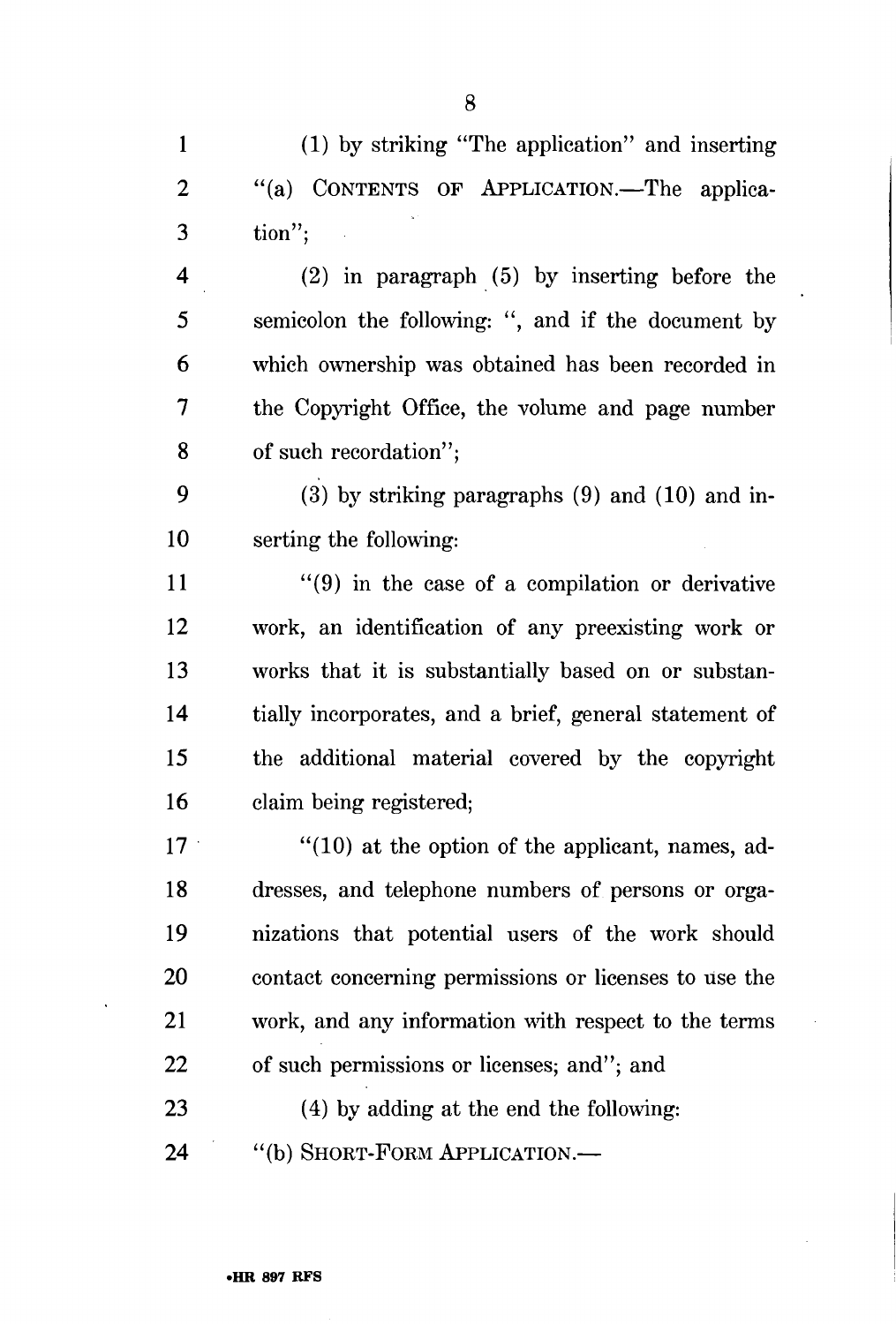(1) by striking "The application" and inserting "(a) CONTENTS OF APPLICATION.—The application";

(2) in paragraph (5) by inserting before the semicolon the following: ", and if the document by which ownership was obtained has been recorded in the Copyright Office, the volume and page number of such recordation";

(3) by striking paragraphs (9) and (10) and inserting the following:

"(9) in the case of a compilation or derivative work, an identification of any preexisting work or works that it is substantially based on or substantially incorporates, and a brief, general statement of the additional material covered by the copyright claim being registered;

"(10) at the option of the applicant, names, addresses, and telephone numbers of persons or organizations that potential users of the work should contact concerning permissions or licenses to use the work, and any information with respect to the terms of such permissions or licenses; and"; and

(4) by adding at the end the following:

"(b) SHORT-FORM APPLICATION.—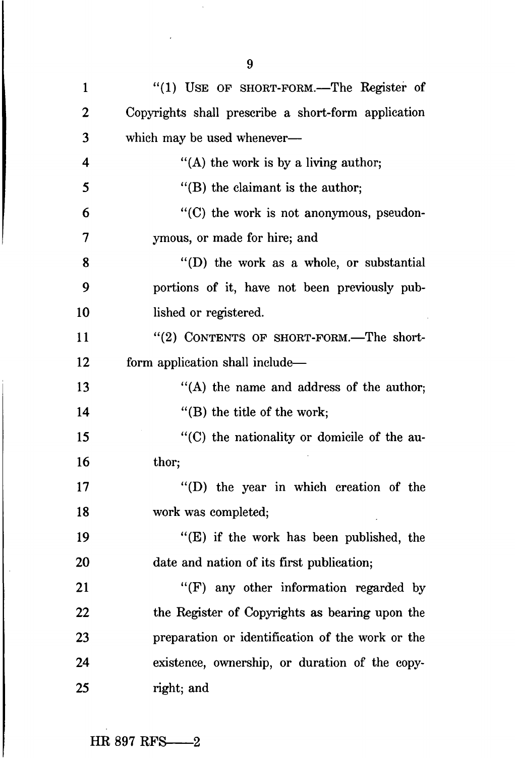"(1) USE OF SHORT-FORM.—The Register of Copyrights shall prescribe a short-form application which may be used whenever—

"(A) the work is by a living author;

"(B) the claimant is the author;

"(C) the work is not anonymous, pseudonymous, or made for hire; and

"(D) the work as a whole, or substantial portions of it, have not been previously published or registered.

"(2) CONTENTS OF SHORT-FORM.—The short-form application shall include—

"(A) the name and address of the author;

"(B) the title of the work;

"(C) the nationality or domicile of the author;

"(D) the year in which creation of the work was completed;

"(E) if the work has been published, the date and nation of its first publication;

"(F) any other information regarded by the Register of Copyrights as bearing upon the preparation or identification of the work or the existence, ownership, or duration of the copyright; and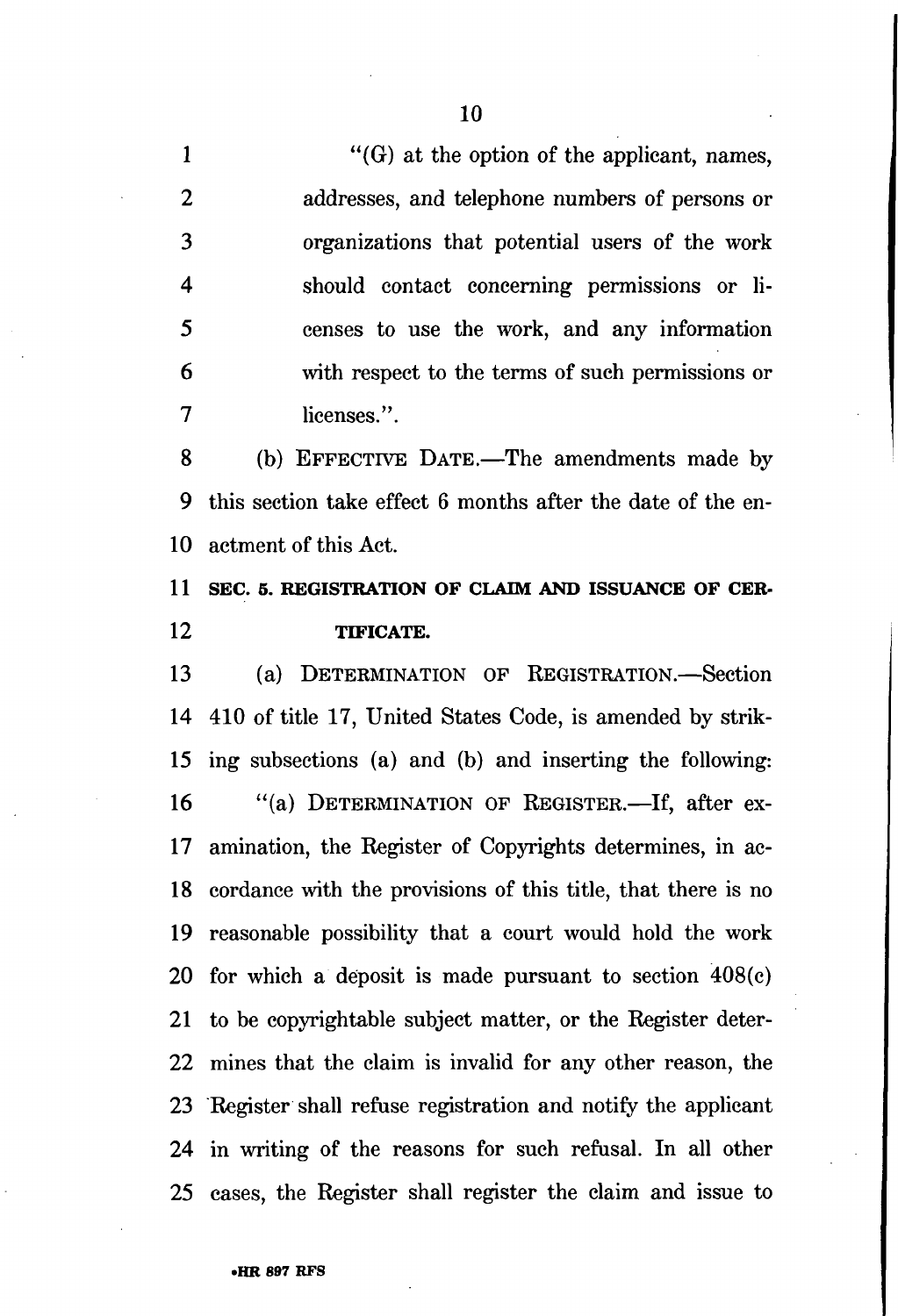"(G) at the option of the applicant, names, addresses, and telephone numbers of persons or organizations that potential users of the work should contact concerning permissions or licenses to use the work, and any information with respect to the terms of such permissions or licenses.".

(b) EFFECTIVE DATE.—The amendments made by this section take effect 6 months after the date of the enactment of this Act.

**SEC. 5. REGISTRATION OF CLAIM AND ISSUANCE OF CERTIFICATE.**

(a) DETERMINATION OF REGISTRATION.—Section 410 of title 17, United States Code, is amended by striking subsections (a) and (b) and inserting the following:

"(a) DETERMINATION OF REGISTER.—If, after examination, the Register of Copyrights determines, in accordance with the provisions of this title, that there is no reasonable possibility that a court would hold the work for which a deposit is made pursuant to section 408(c) to be copyrightable subject matter, or the Register determines that the claim is invalid for any other reason, the Register shall refuse registration and notify the applicant in writing of the reasons for such refusal. In all other cases, the Register shall register the claim and issue to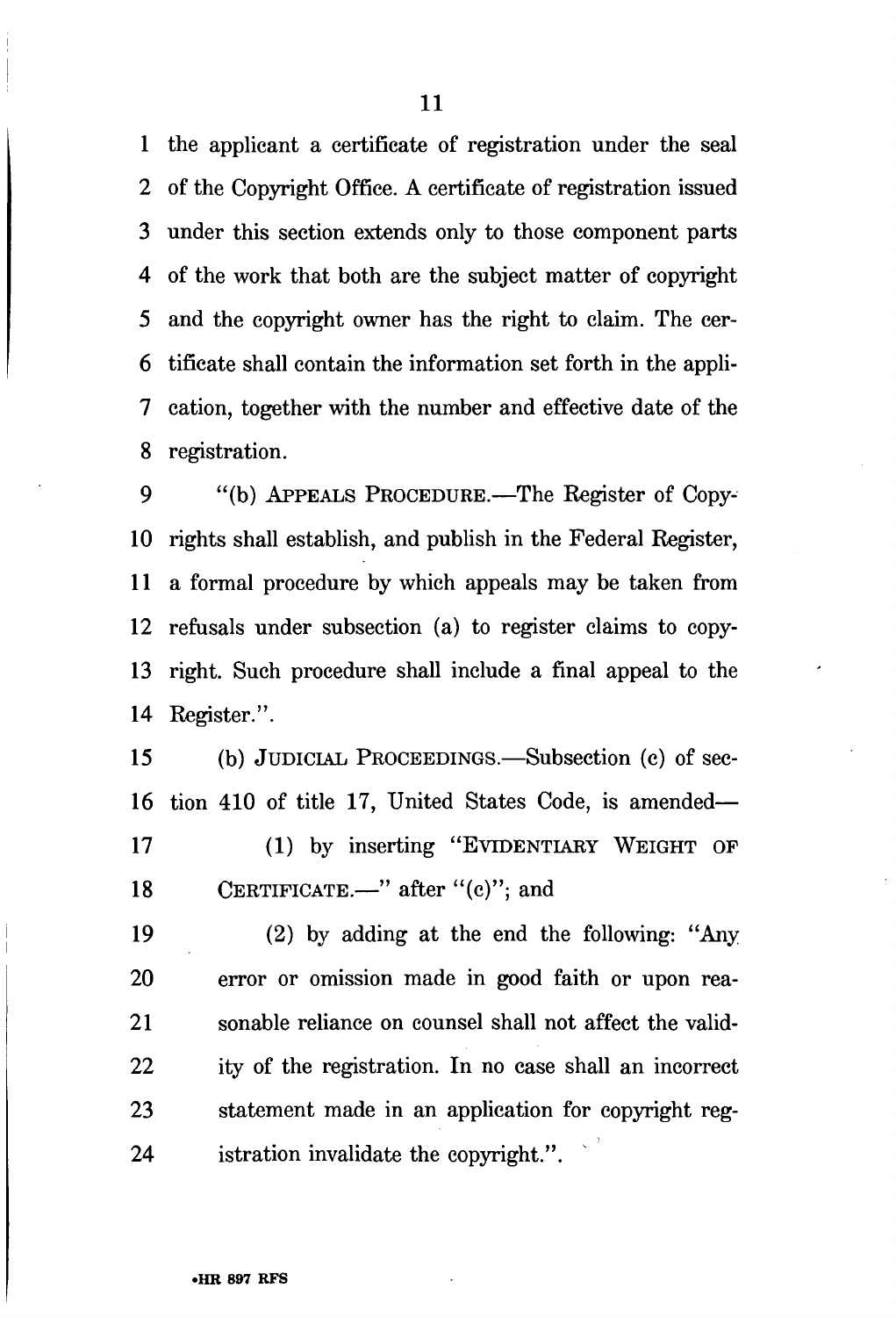the applicant a certificate of registration under the seal of the Copyright Office. A certificate of registration issued under this section extends only to those component parts of the work that both are the subject matter of copyright and the copyright owner has the right to claim. The certificate shall contain the information set forth in the application, together with the number and effective date of the registration.

"(b) APPEALS PROCEDURE.—The Register of Copyrights shall establish, and publish in the Federal Register, a formal procedure by which appeals may be taken from refusals under subsection (a) to register claims to copyright. Such procedure shall include a final appeal to the Register.".

(b) JUDICIAL PROCEEDINGS.—Subsection (c) of section 410 of title 17, United States Code, is amended—

(1) by inserting "EVIDENTIARY WEIGHT OF CERTIFICATE.—" after "(c)"; and

(2) by adding at the end the following: "Any error or omission made in good faith or upon reasonable reliance on counsel shall not affect the validity of the registration. In no case shall an incorrect statement made in an application for copyright registration invalidate the copyright.".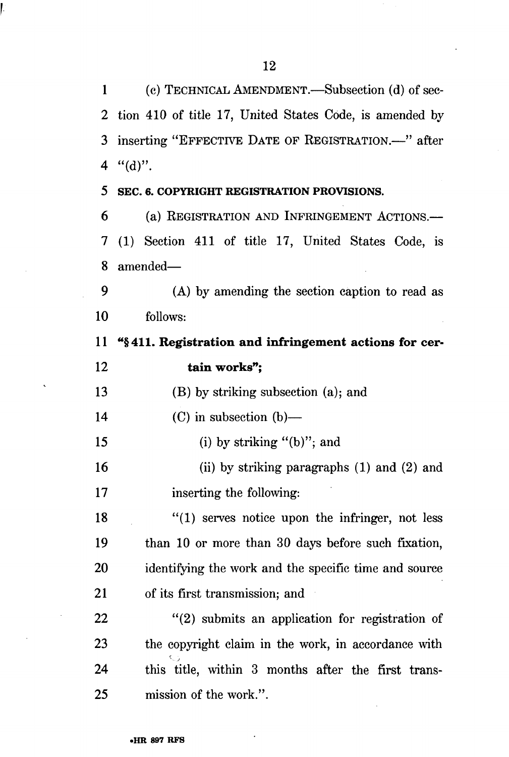(c) TECHNICAL AMENDMENT.—Subsection (d) of section 410 of title 17, United States Code, is amended by inserting "EFFECTIVE DATE OF REGISTRATION.—" after "(d)".

**SEC. 6. COPYRIGHT REGISTRATION PROVISIONS.**

(a) REGISTRATION AND INFRINGEMENT ACTIONS.— (1) Section 411 of title 17, United States Code, is amended—

(A) by amending the section caption to read as follows:

**"§ 411. Registration and infringement actions for certain works";**

(B) by striking subsection (a); and

(C) in subsection (b)—

(i) by striking "(b)"; and

(ii) by striking paragraphs (1) and (2) and inserting the following:

"(1) serves notice upon the infringer, not less than 10 or more than 30 days before such fixation, identifying the work and the specific time and source of its first transmission; and

"(2) submits an application for registration of the copyright claim in the work, in accordance with this title, within 3 months after the first transmission of the work.".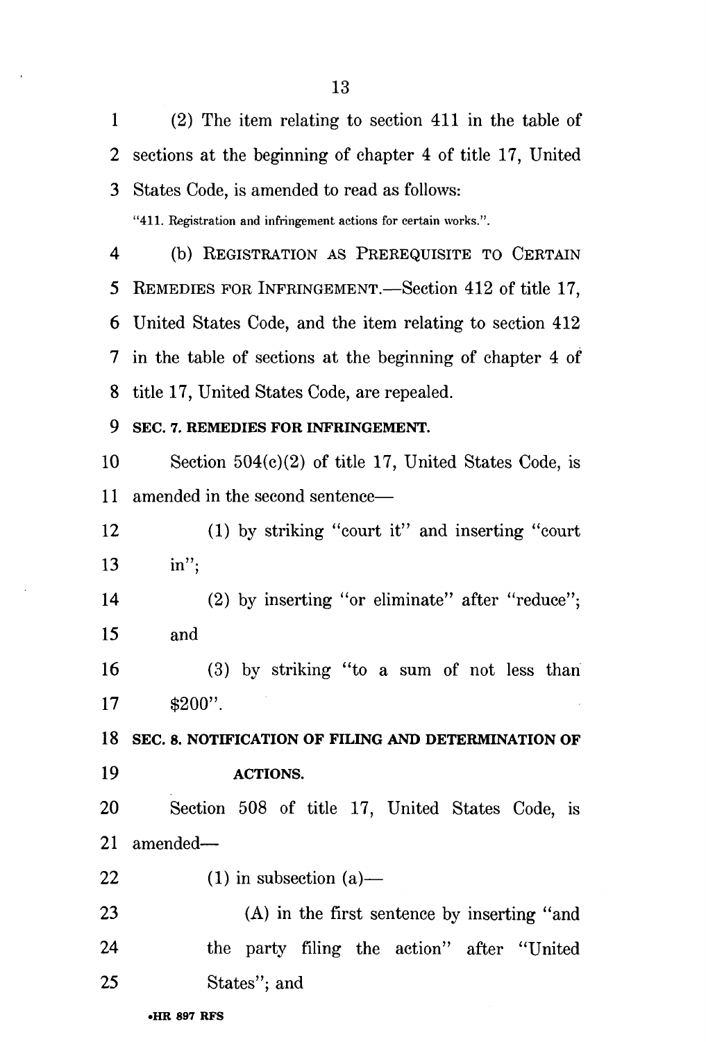(2) The item relating to section 411 in the table of sections at the beginning of chapter 4 of title 17, United States Code, is amended to read as follows:

"411. Registration and infringement actions for certain works.".

(b) REGISTRATION AS PREREQUISITE TO CERTAIN REMEDIES FOR INFRINGEMENT.—Section 412 of title 17, United States Code, and the item relating to section 412 in the table of sections at the beginning of chapter 4 of title 17, United States Code, are repealed.

**SEC. 7. REMEDIES FOR INFRINGEMENT.**

Section 504(c)(2) of title 17, United States Code, is amended in the second sentence—

(1) by striking "court it" and inserting "court in";

(2) by inserting "or eliminate" after "reduce"; and

(3) by striking "to a sum of not less than $200".

**SEC. 8. NOTIFICATION OF FILING AND DETERMINATION OF ACTIONS.**

Section 508 of title 17, United States Code, is amended—

(1) in subsection (a)—

(A) in the first sentence by inserting "and the party filing the action" after "United States"; and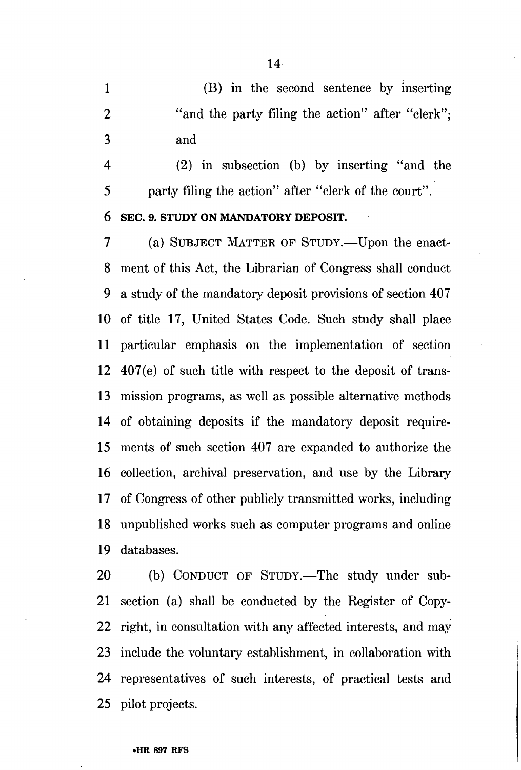(B) in the second sentence by inserting "and the party filing the action" after "clerk"; and

(2) in subsection (b) by inserting "and the party filing the action" after "clerk of the court".

**SEC. 9. STUDY ON MANDATORY DEPOSIT.**

(a) SUBJECT MATTER OF STUDY.—Upon the enactment of this Act, the Librarian of Congress shall conduct a study of the mandatory deposit provisions of section 407 of title 17, United States Code. Such study shall place particular emphasis on the implementation of section 407(e) of such title with respect to the deposit of transmission programs, as well as possible alternative methods of obtaining deposits if the mandatory deposit requirements of such section 407 are expanded to authorize the collection, archival preservation, and use by the Library of Congress of other publicly transmitted works, including unpublished works such as computer programs and online databases.

(b) CONDUCT OF STUDY.—The study under subsection (a) shall be conducted by the Register of Copyright, in consultation with any affected interests, and may include the voluntary establishment, in collaboration with representatives of such interests, of practical tests and pilot projects.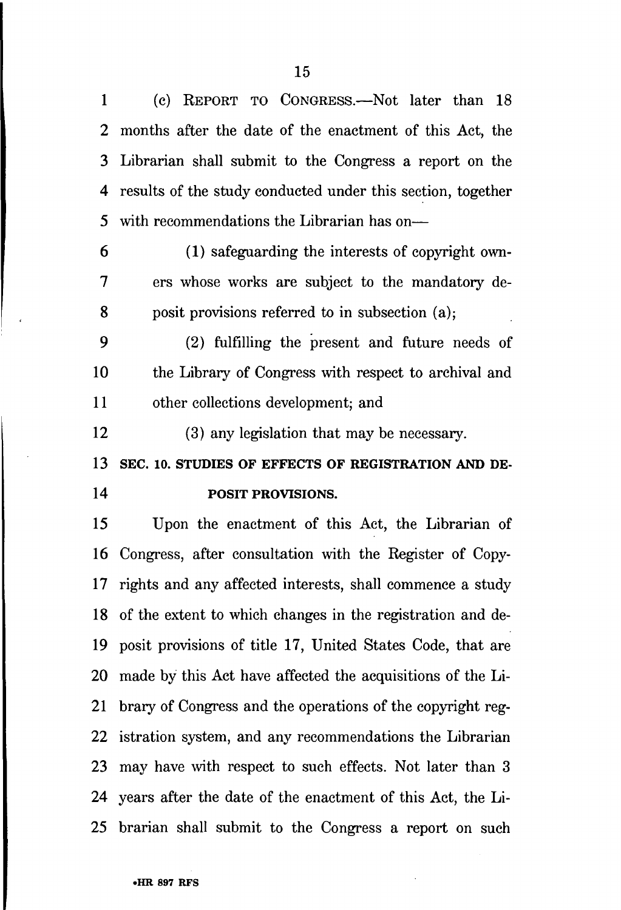(c) REPORT TO CONGRESS.—Not later than 18 months after the date of the enactment of this Act, the Librarian shall submit to the Congress a report on the results of the study conducted under this section, together with recommendations the Librarian has on—

(1) safeguarding the interests of copyright owners whose works are subject to the mandatory deposit provisions referred to in subsection (a);

(2) fulfilling the present and future needs of the Library of Congress with respect to archival and other collections development; and

(3) any legislation that may be necessary.

**SEC. 10. STUDIES OF EFFECTS OF REGISTRATION AND DEPOSIT PROVISIONS.**

Upon the enactment of this Act, the Librarian of Congress, after consultation with the Register of Copyrights and any affected interests, shall commence a study of the extent to which changes in the registration and deposit provisions of title 17, United States Code, that are made by this Act have affected the acquisitions of the Library of Congress and the operations of the copyright registration system, and any recommendations the Librarian may have with respect to such effects. Not later than 3 years after the date of the enactment of this Act, the Librarian shall submit to the Congress a report on such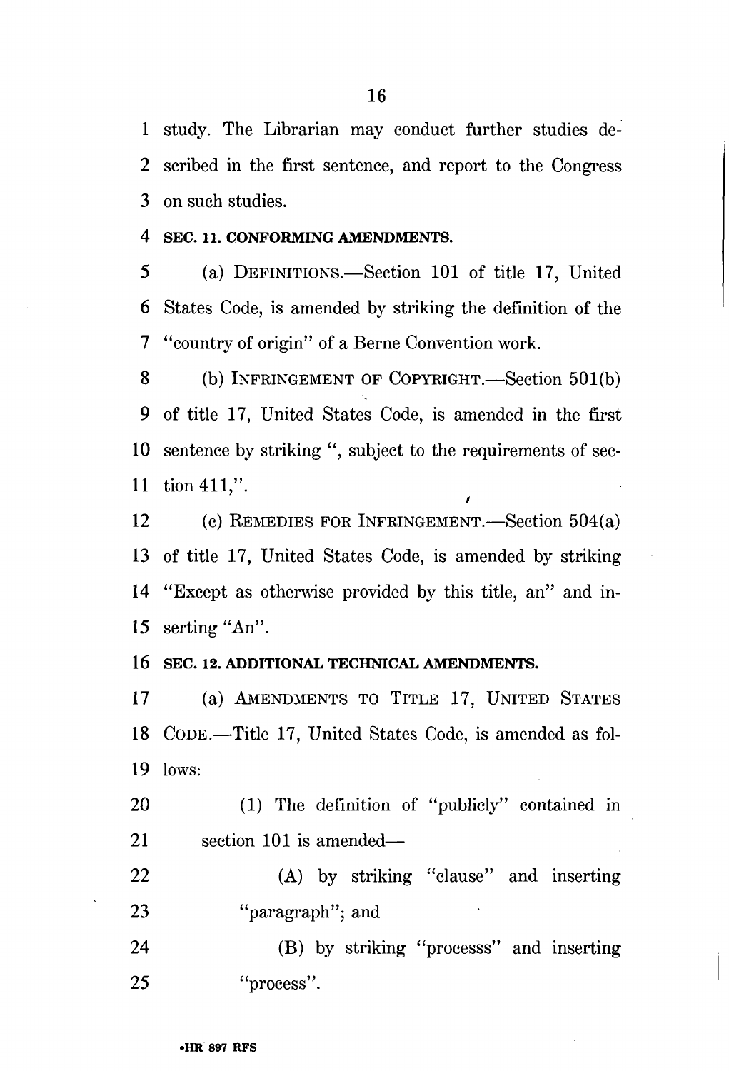study. The Librarian may conduct further studies described in the first sentence, and report to the Congress on such studies.

**SEC. 11. CONFORMING AMENDMENTS.**

(a) DEFINITIONS.—Section 101 of title 17, United States Code, is amended by striking the definition of the "country of origin" of a Berne Convention work.

(b) INFRINGEMENT OF COPYRIGHT.—Section 501(b) of title 17, United States Code, is amended in the first sentence by striking ", subject to the requirements of section 411,".

(c) REMEDIES FOR INFRINGEMENT.—Section 504(a) of title 17, United States Code, is amended by striking "Except as otherwise provided by this title, an" and inserting "An".

**SEC. 12. ADDITIONAL TECHNICAL AMENDMENTS.**

(a) AMENDMENTS TO TITLE 17, UNITED STATES CODE.—Title 17, United States Code, is amended as follows:

(1) The definition of "publicly" contained in section 101 is amended—

(A) by striking "clause" and inserting "paragraph"; and

(B) by striking "processs" and inserting "process".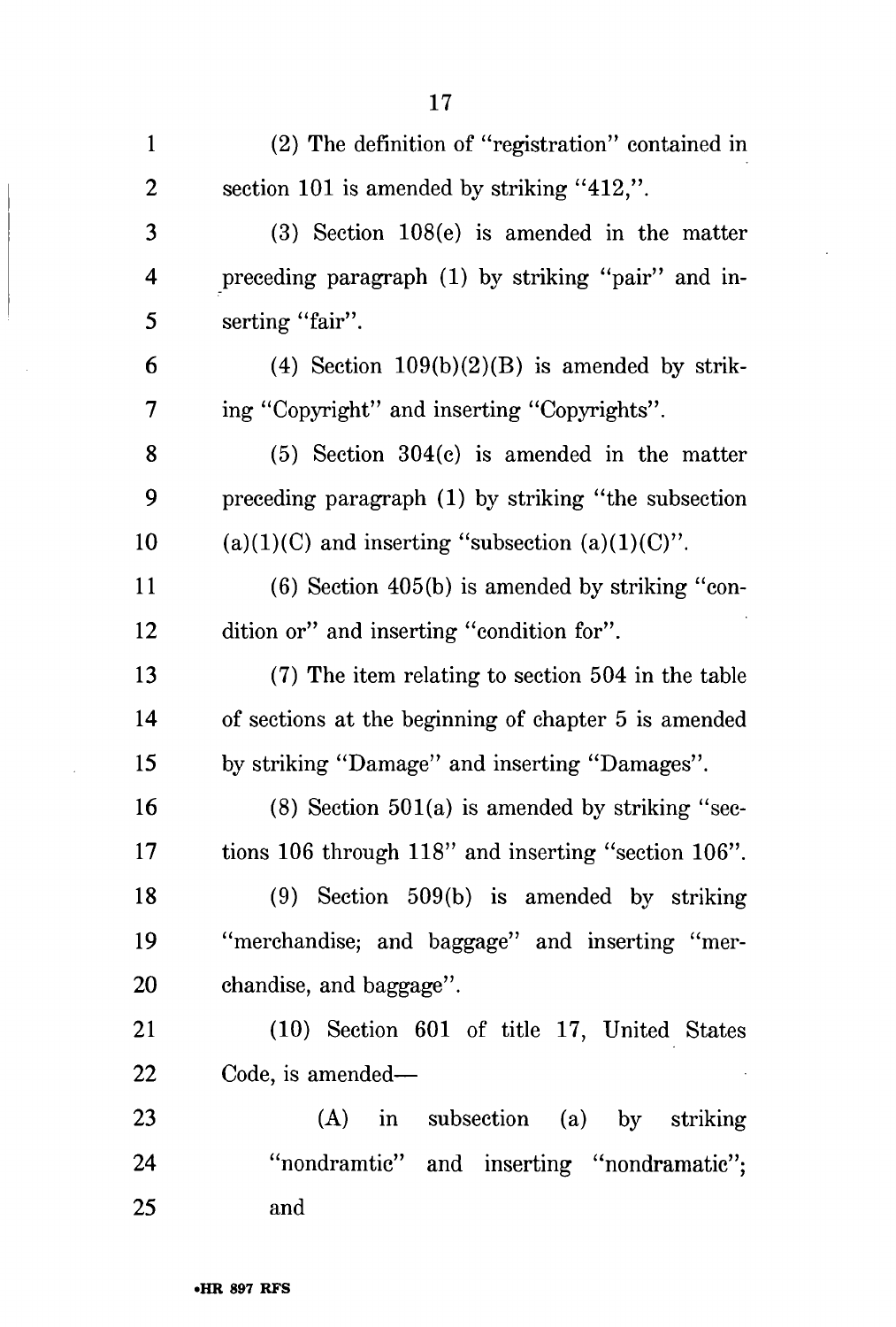(2) The definition of "registration" contained in section 101 is amended by striking "412,".

(3) Section 108(e) is amended in the matter preceding paragraph (1) by striking "pair" and inserting "fair".

(4) Section 109(b)(2)(B) is amended by striking "Copyright" and inserting "Copyrights".

(5) Section 304(c) is amended in the matter preceding paragraph (1) by striking "the subsection (a)(1)(C) and inserting "subsection (a)(1)(C)".

(6) Section 405(b) is amended by striking "condition or" and inserting "condition for".

(7) The item relating to section 504 in the table of sections at the beginning of chapter 5 is amended by striking "Damage" and inserting "Damages".

(8) Section 501(a) is amended by striking "sections 106 through 118" and inserting "section 106".

(9) Section 509(b) is amended by striking "merchandise; and baggage" and inserting "merchandise, and baggage".

(10) Section 601 of title 17, United States Code, is amended—

(A) in subsection (a) by striking "nondramtic" and inserting "nondramatic"; and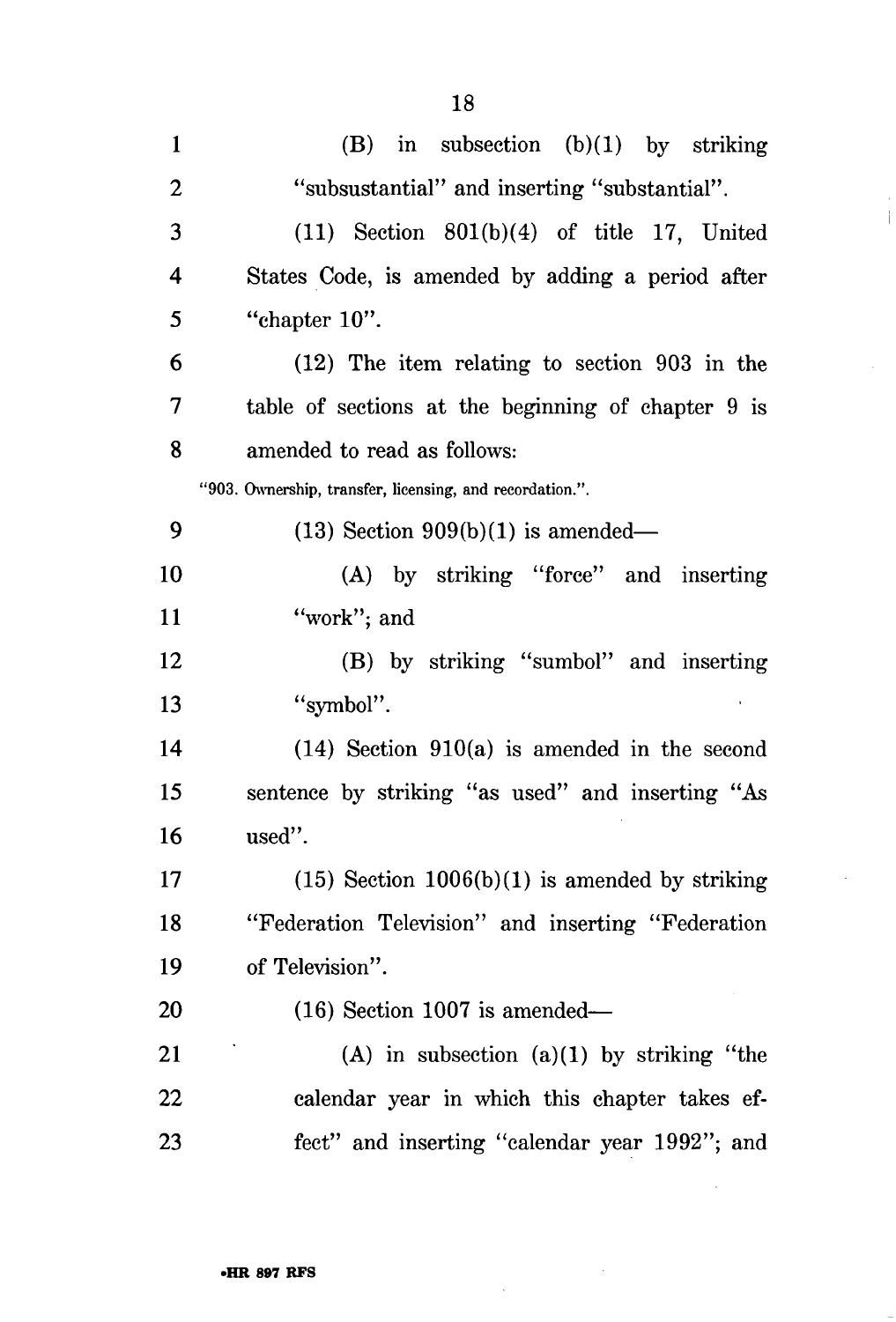(B) in subsection (b)(1) by striking "subsustantial" and inserting "substantial".

(11) Section 801(b)(4) of title 17, United States Code, is amended by adding a period after "chapter 10".

(12) The item relating to section 903 in the table of sections at the beginning of chapter 9 is amended to read as follows:

"903. Ownership, transfer, licensing, and recordation.".

(13) Section 909(b)(1) is amended—

(A) by striking "force" and inserting "work"; and

(B) by striking "sumbol" and inserting "symbol".

(14) Section 910(a) is amended in the second sentence by striking "as used" and inserting "As used".

(15) Section 1006(b)(1) is amended by striking "Federation Television" and inserting "Federation of Television".

(16) Section 1007 is amended—

(A) in subsection (a)(1) by striking "the calendar year in which this chapter takes effect" and inserting "calendar year 1992"; and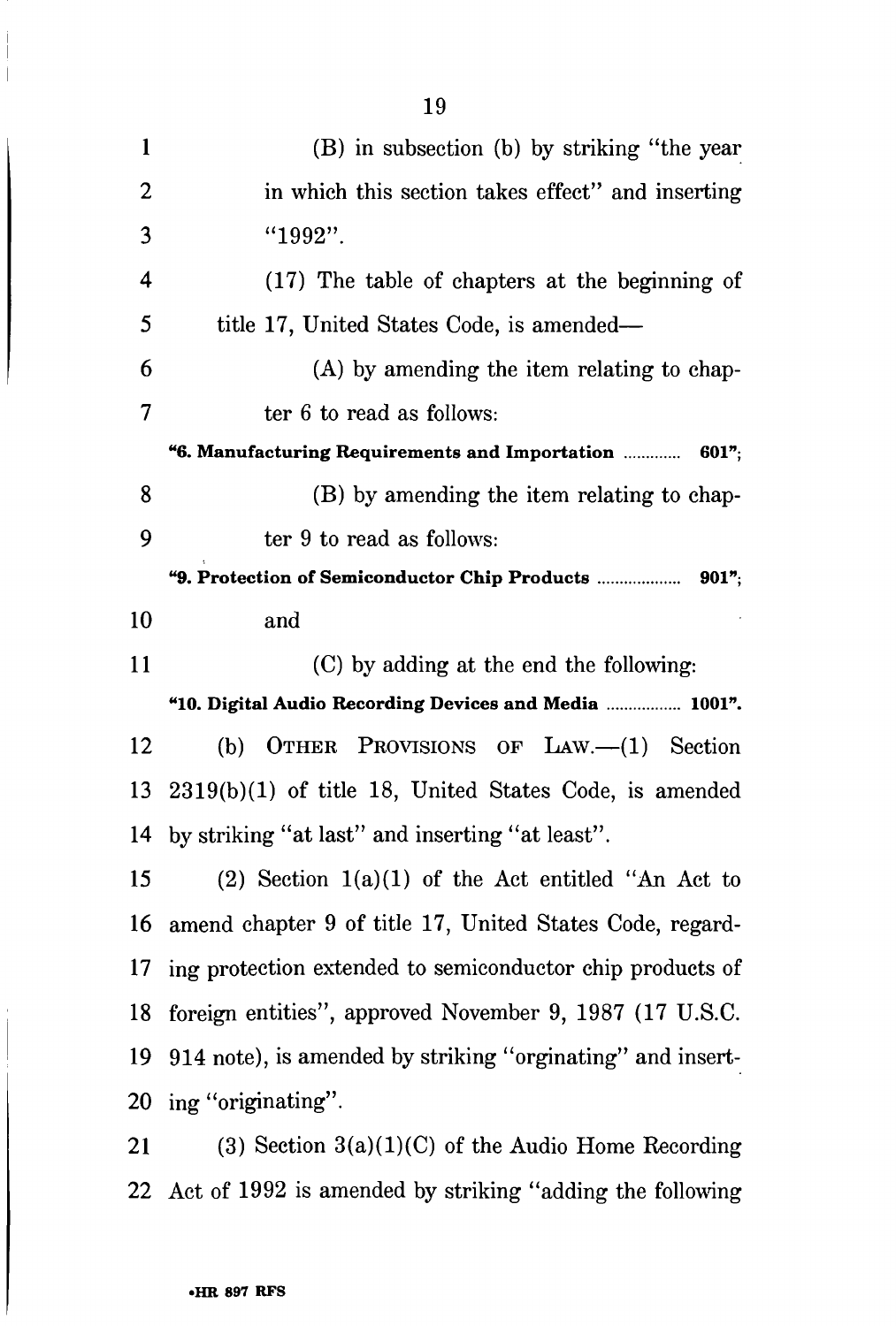(B) in subsection (b) by striking "the year in which this section takes effect" and inserting "1992".

(17) The table of chapters at the beginning of title 17, United States Code, is amended—

(A) by amending the item relating to chapter 6 to read as follows:

**"6. Manufacturing Requirements and Importation ............. 601";**

(B) by amending the item relating to chapter 9 to read as follows:

**"9. Protection of Semiconductor Chip Products ................... 901";**

and

(C) by adding at the end the following:

**"10. Digital Audio Recording Devices and Media ................. 1001".**

(b) OTHER PROVISIONS OF LAW.—(1) Section 2319(b)(1) of title 18, United States Code, is amended by striking "at last" and inserting "at least".

(2) Section 1(a)(1) of the Act entitled "An Act to amend chapter 9 of title 17, United States Code, regarding protection extended to semiconductor chip products of foreign entities", approved November 9, 1987 (17 U.S.C. 914 note), is amended by striking "orginating" and inserting "originating".

(3) Section 3(a)(1)(C) of the Audio Home Recording Act of 1992 is amended by striking "adding the following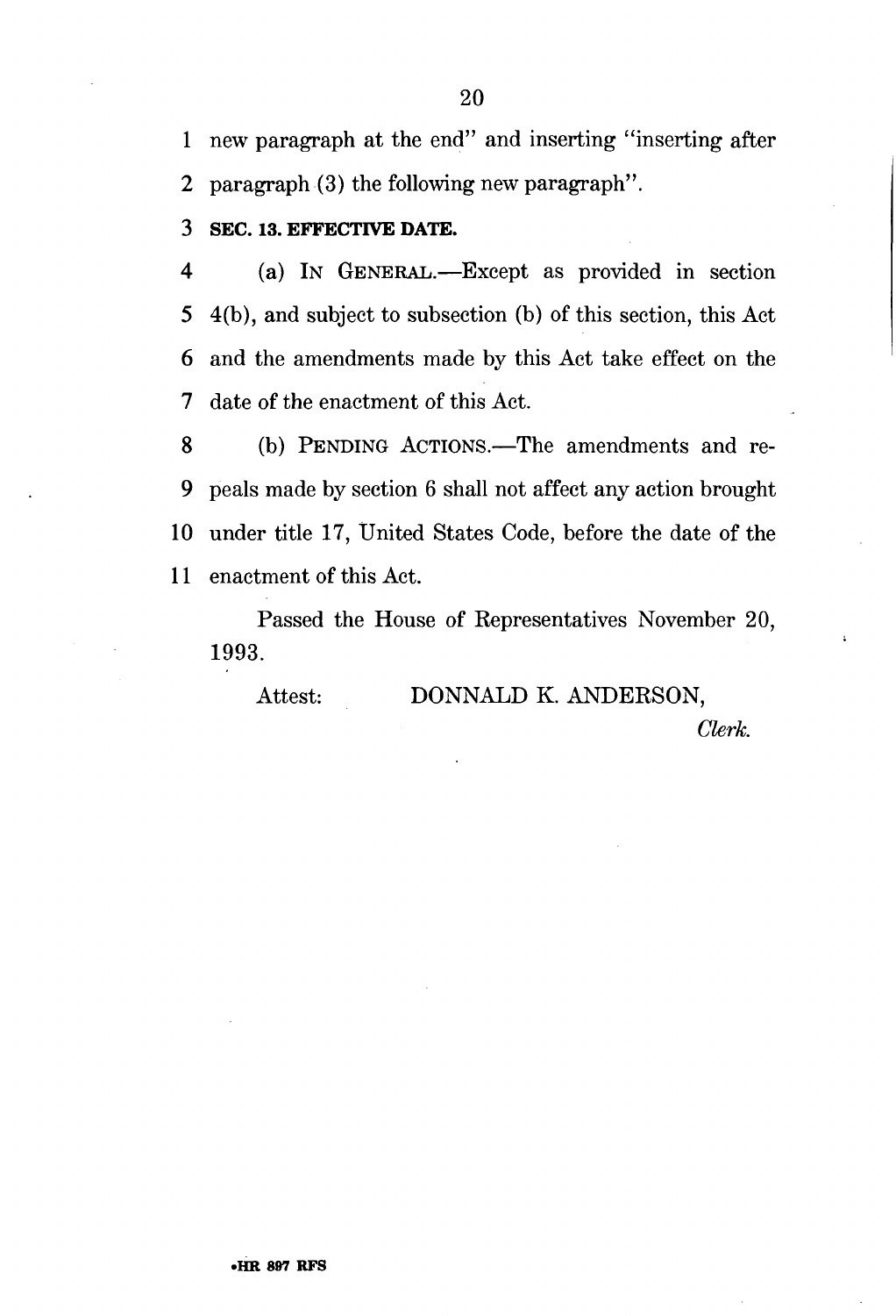new paragraph at the end" and inserting "inserting after paragraph (3) the following new paragraph".

**SEC. 13. EFFECTIVE DATE.**

(a) IN GENERAL.—Except as provided in section 4(b), and subject to subsection (b) of this section, this Act and the amendments made by this Act take effect on the date of the enactment of this Act.

(b) PENDING ACTIONS.—The amendments and repeals made by section 6 shall not affect any action brought under title 17, United States Code, before the date of the enactment of this Act.

Passed the House of Representatives November 20, 1993.

Attest: DONNALD K. ANDERSON,

*Clerk.*

•HR 897 RFS